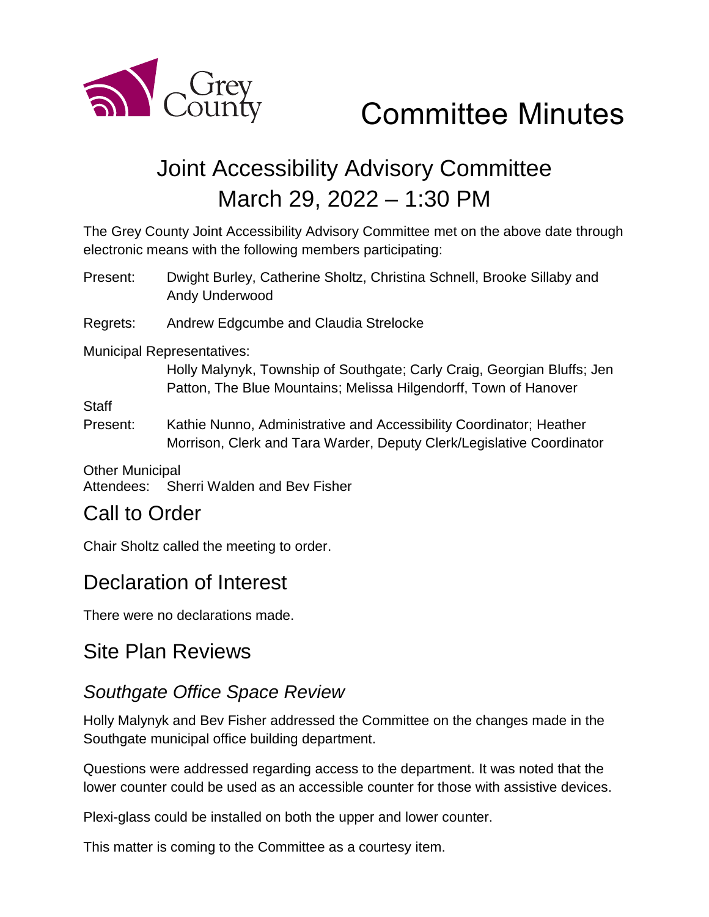Grey County

# Committee Minutes

## Joint Accessibility Advisory Committee
## March 29, 2022 – 1:30 PM

The Grey County Joint Accessibility Advisory Committee met on the above date through electronic means with the following members participating:

Present: Dwight Burley, Catherine Sholtz, Christina Schnell, Brooke Sillaby and Andy Underwood

Regrets: Andrew Edgcumbe and Claudia Strelocke

Municipal Representatives:
Holly Malynyk, Township of Southgate; Carly Craig, Georgian Bluffs; Jen Patton, The Blue Mountains; Melissa Hilgendorff, Town of Hanover

Staff Present: Kathie Nunno, Administrative and Accessibility Coordinator; Heather Morrison, Clerk and Tara Warder, Deputy Clerk/Legislative Coordinator

Other Municipal Attendees: Sherri Walden and Bev Fisher

## Call to Order

Chair Sholtz called the meeting to order.

## Declaration of Interest

There were no declarations made.

## Site Plan Reviews

### *Southgate Office Space Review*

Holly Malynyk and Bev Fisher addressed the Committee on the changes made in the Southgate municipal office building department.

Questions were addressed regarding access to the department. It was noted that the lower counter could be used as an accessible counter for those with assistive devices.

Plexi-glass could be installed on both the upper and lower counter.

This matter is coming to the Committee as a courtesy item.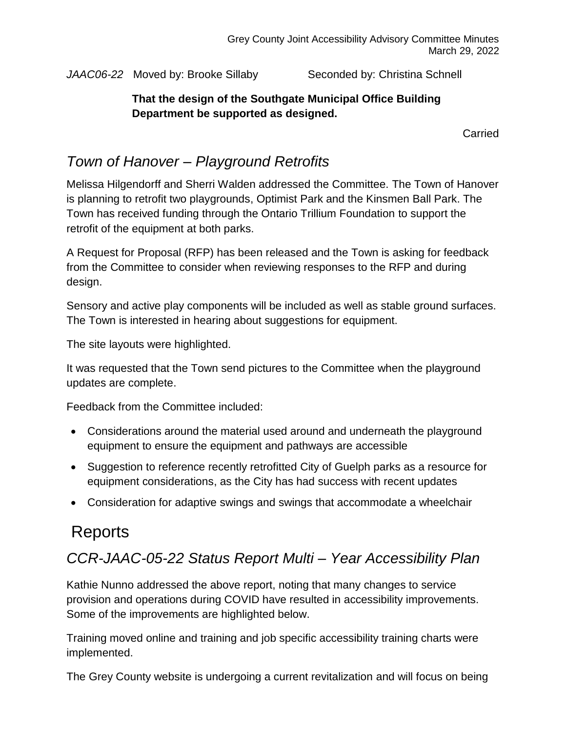*JAAC06-22* Moved by: Brooke Sillaby Seconded by: Christina Schnell

**That the design of the Southgate Municipal Office Building Department be supported as designed.**

Carried

## *Town of Hanover – Playground Retrofits*

Melissa Hilgendorff and Sherri Walden addressed the Committee. The Town of Hanover is planning to retrofit two playgrounds, Optimist Park and the Kinsmen Ball Park. The Town has received funding through the Ontario Trillium Foundation to support the retrofit of the equipment at both parks.

A Request for Proposal (RFP) has been released and the Town is asking for feedback from the Committee to consider when reviewing responses to the RFP and during design.

Sensory and active play components will be included as well as stable ground surfaces. The Town is interested in hearing about suggestions for equipment.

The site layouts were highlighted.

It was requested that the Town send pictures to the Committee when the playground updates are complete.

Feedback from the Committee included:

- Considerations around the material used around and underneath the playground equipment to ensure the equipment and pathways are accessible
- Suggestion to reference recently retrofitted City of Guelph parks as a resource for equipment considerations, as the City has had success with recent updates
- Consideration for adaptive swings and swings that accommodate a wheelchair

# Reports

## *CCR-JAAC-05-22 Status Report Multi – Year Accessibility Plan*

Kathie Nunno addressed the above report, noting that many changes to service provision and operations during COVID have resulted in accessibility improvements. Some of the improvements are highlighted below.

Training moved online and training and job specific accessibility training charts were implemented.

The Grey County website is undergoing a current revitalization and will focus on being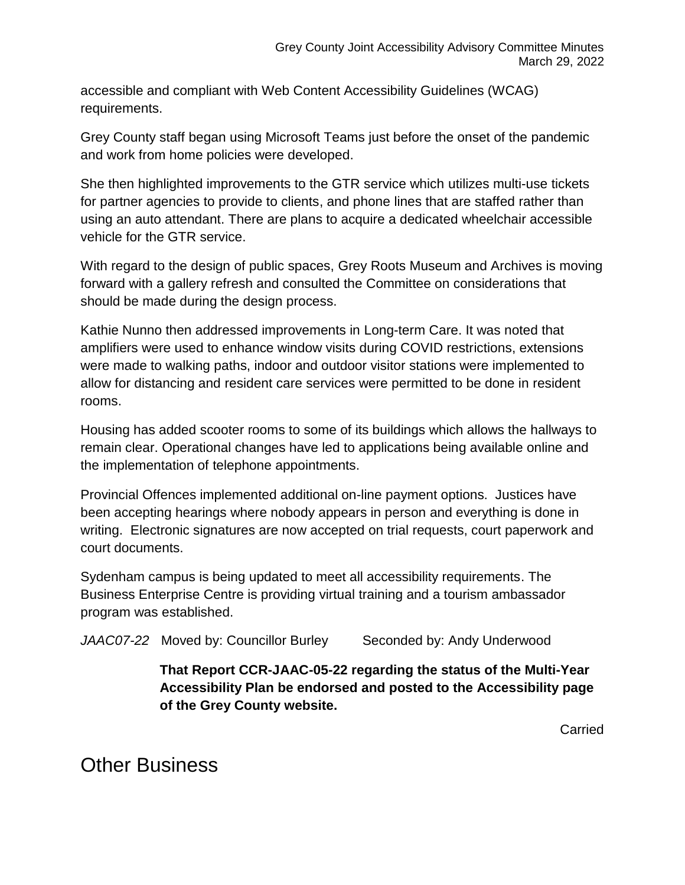accessible and compliant with Web Content Accessibility Guidelines (WCAG) requirements.

Grey County staff began using Microsoft Teams just before the onset of the pandemic and work from home policies were developed.

She then highlighted improvements to the GTR service which utilizes multi-use tickets for partner agencies to provide to clients, and phone lines that are staffed rather than using an auto attendant. There are plans to acquire a dedicated wheelchair accessible vehicle for the GTR service.

With regard to the design of public spaces, Grey Roots Museum and Archives is moving forward with a gallery refresh and consulted the Committee on considerations that should be made during the design process.

Kathie Nunno then addressed improvements in Long-term Care. It was noted that amplifiers were used to enhance window visits during COVID restrictions, extensions were made to walking paths, indoor and outdoor visitor stations were implemented to allow for distancing and resident care services were permitted to be done in resident rooms.

Housing has added scooter rooms to some of its buildings which allows the hallways to remain clear. Operational changes have led to applications being available online and the implementation of telephone appointments.

Provincial Offences implemented additional on-line payment options. Justices have been accepting hearings where nobody appears in person and everything is done in writing. Electronic signatures are now accepted on trial requests, court paperwork and court documents.

Sydenham campus is being updated to meet all accessibility requirements. The Business Enterprise Centre is providing virtual training and a tourism ambassador program was established.

*JAAC07-22* Moved by: Councillor Burley Seconded by: Andy Underwood

**That Report CCR-JAAC-05-22 regarding the status of the Multi-Year Accessibility Plan be endorsed and posted to the Accessibility page of the Grey County website.**

Carried

# Other Business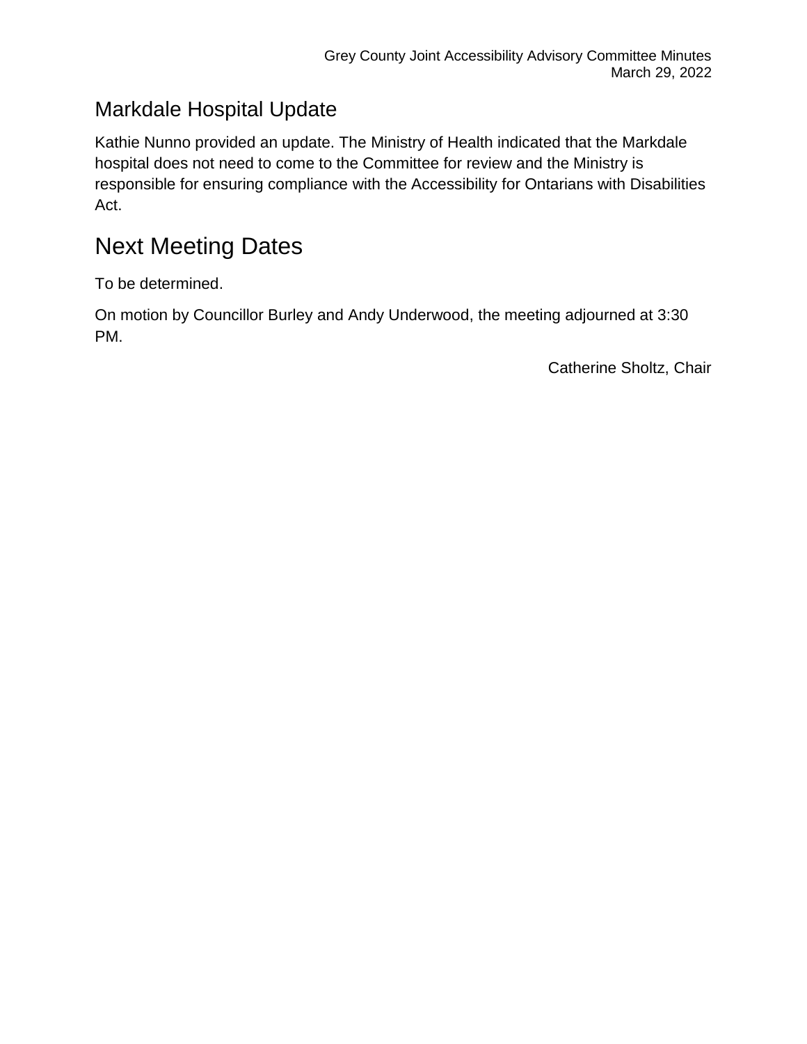## Markdale Hospital Update

Kathie Nunno provided an update. The Ministry of Health indicated that the Markdale hospital does not need to come to the Committee for review and the Ministry is responsible for ensuring compliance with the Accessibility for Ontarians with Disabilities Act.

# Next Meeting Dates

To be determined.

On motion by Councillor Burley and Andy Underwood, the meeting adjourned at 3:30 PM.

Catherine Sholtz, Chair